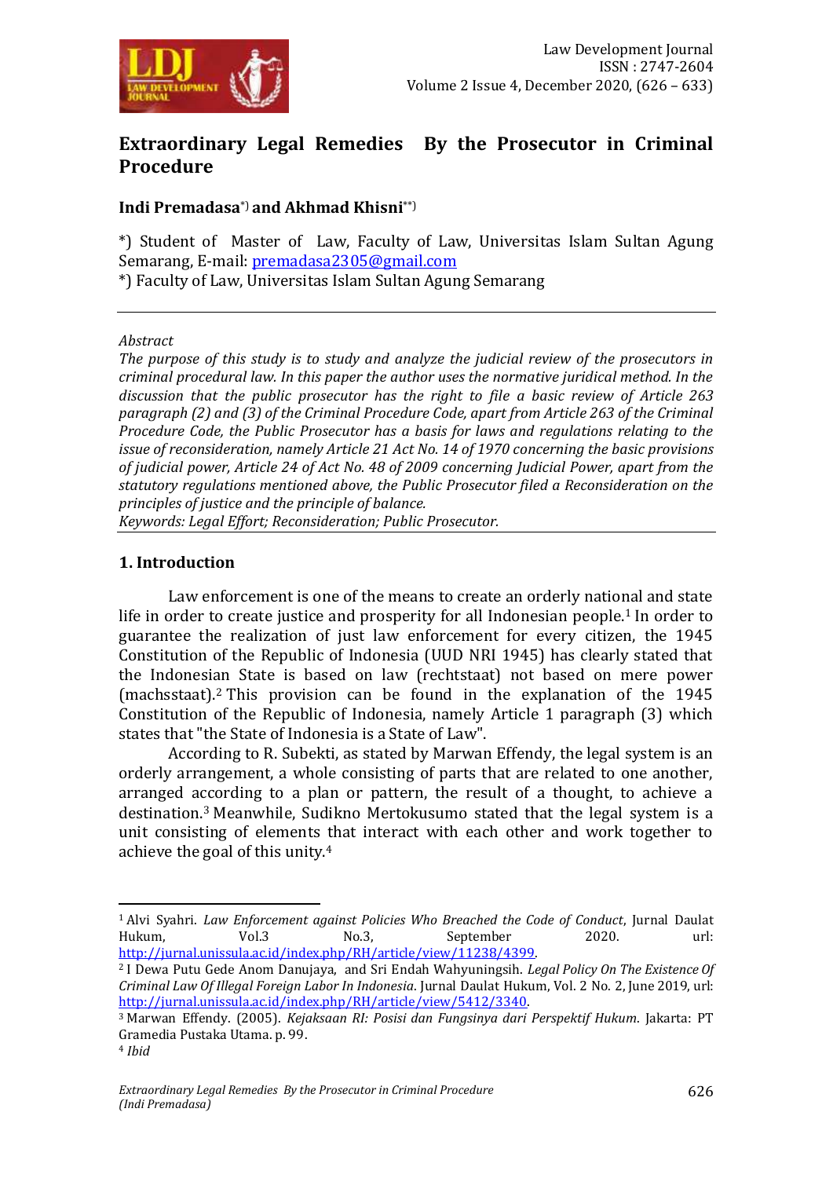# Extraordinary Legal Remedies By the Prosecutor in Criminal Procedure

**Indi Premadasa*) and Akhmad Khisni**)**

*) Student of Master of Law, Faculty of Law, Universitas Islam Sultan Agung Semarang, E-mail: premadasa2305@gmail.com

*) Faculty of Law, Universitas Islam Sultan Agung Semarang

---

*Abstract*

*The purpose of this study is to study and analyze the judicial review of the prosecutors in criminal procedural law. In this paper the author uses the normative juridical method. In the discussion that the public prosecutor has the right to file a basic review of Article 263 paragraph (2) and (3) of the Criminal Procedure Code, apart from Article 263 of the Criminal Procedure Code, the Public Prosecutor has a basis for laws and regulations relating to the issue of reconsideration, namely Article 21 Act No. 14 of 1970 concerning the basic provisions of judicial power, Article 24 of Act No. 48 of 2009 concerning Judicial Power, apart from the statutory regulations mentioned above, the Public Prosecutor filed a Reconsideration on the principles of justice and the principle of balance.*

*Keywords: Legal Effort; Reconsideration; Public Prosecutor.*

---

## 1. Introduction

Law enforcement is one of the means to create an orderly national and state life in order to create justice and prosperity for all Indonesian people.[1] In order to guarantee the realization of just law enforcement for every citizen, the 1945 Constitution of the Republic of Indonesia (UUD NRI 1945) has clearly stated that the Indonesian State is based on law (rechtstaat) not based on mere power (machsstaat).[2] This provision can be found in the explanation of the 1945 Constitution of the Republic of Indonesia, namely Article 1 paragraph (3) which states that "the State of Indonesia is a State of Law".

According to R. Subekti, as stated by Marwan Effendy, the legal system is an orderly arrangement, a whole consisting of parts that are related to one another, arranged according to a plan or pattern, the result of a thought, to achieve a destination.[3] Meanwhile, Sudikno Mertokusumo stated that the legal system is a unit consisting of elements that interact with each other and work together to achieve the goal of this unity.[4]

---

[1] Alvi Syahri. *Law Enforcement against Policies Who Breached the Code of Conduct*, Jurnal Daulat Hukum, Vol.3 No.3, September 2020. url: http://jurnal.unissula.ac.id/index.php/RH/article/view/11238/4399.

[2] I Dewa Putu Gede Anom Danujaya, and Sri Endah Wahyuningsih. *Legal Policy On The Existence Of Criminal Law Of Illegal Foreign Labor In Indonesia*. Jurnal Daulat Hukum, Vol. 2 No. 2, June 2019, url: http://jurnal.unissula.ac.id/index.php/RH/article/view/5412/3340.

[3] Marwan Effendy. (2005). *Kejaksaan RI: Posisi dan Fungsinya dari Perspektif Hukum*. Jakarta: PT Gramedia Pustaka Utama. p. 99.

[4] *Ibid*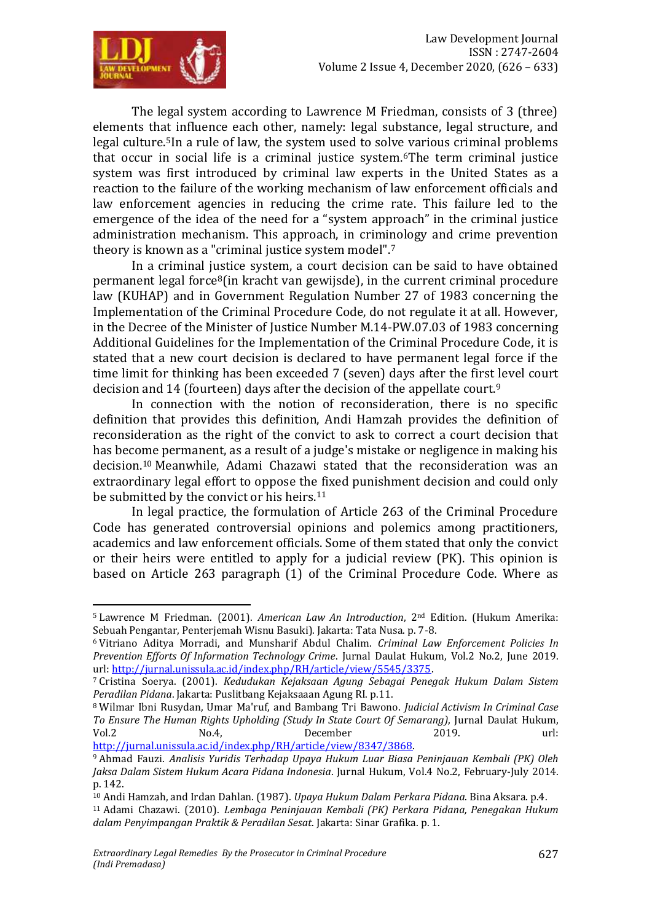The legal system according to Lawrence M Friedman, consists of 3 (three) elements that influence each other, namely: legal substance, legal structure, and legal culture.[5] In a rule of law, the system used to solve various criminal problems that occur in social life is a criminal justice system.[6] The term criminal justice system was first introduced by criminal law experts in the United States as a reaction to the failure of the working mechanism of law enforcement officials and law enforcement agencies in reducing the crime rate. This failure led to the emergence of the idea of the need for a "system approach" in the criminal justice administration mechanism. This approach, in criminology and crime prevention theory is known as a "criminal justice system model".[7]

In a criminal justice system, a court decision can be said to have obtained permanent legal force[8] (in kracht van gewijsde), in the current criminal procedure law (KUHAP) and in Government Regulation Number 27 of 1983 concerning the Implementation of the Criminal Procedure Code, do not regulate it at all. However, in the Decree of the Minister of Justice Number M.14-PW.07.03 of 1983 concerning Additional Guidelines for the Implementation of the Criminal Procedure Code, it is stated that a new court decision is declared to have permanent legal force if the time limit for thinking has been exceeded 7 (seven) days after the first level court decision and 14 (fourteen) days after the decision of the appellate court.[9]

In connection with the notion of reconsideration, there is no specific definition that provides this definition, Andi Hamzah provides the definition of reconsideration as the right of the convict to ask to correct a court decision that has become permanent, as a result of a judge's mistake or negligence in making his decision.[10] Meanwhile, Adami Chazawi stated that the reconsideration was an extraordinary legal effort to oppose the fixed punishment decision and could only be submitted by the convict or his heirs.[11]

In legal practice, the formulation of Article 263 of the Criminal Procedure Code has generated controversial opinions and polemics among practitioners, academics and law enforcement officials. Some of them stated that only the convict or their heirs were entitled to apply for a judicial review (PK). This opinion is based on Article 263 paragraph (1) of the Criminal Procedure Code. Where as

---

[5] Lawrence M Friedman. (2001). *American Law An Introduction*, 2nd Edition. (Hukum Amerika: Sebuah Pengantar, Penterjemah Wisnu Basuki). Jakarta: Tata Nusa. p. 7-8.

[6] Vitriano Aditya Morradi, and Munsharif Abdul Chalim. *Criminal Law Enforcement Policies In Prevention Efforts Of Information Technology Crime*. Jurnal Daulat Hukum, Vol.2 No.2, June 2019. url: http://jurnal.unissula.ac.id/index.php/RH/article/view/5545/3375.

[7] Cristina Soerya. (2001). *Kedudukan Kejaksaan Agung Sebagai Penegak Hukum Dalam Sistem Peradilan Pidana*. Jakarta: Puslitbang Kejaksaaan Agung RI. p.11.

[8] Wilmar Ibni Rusydan, Umar Ma'ruf, and Bambang Tri Bawono. *Judicial Activism In Criminal Case To Ensure The Human Rights Upholding (Study In State Court Of Semarang)*, Jurnal Daulat Hukum, Vol.2 No.4, December 2019. url: http://jurnal.unissula.ac.id/index.php/RH/article/view/8347/3868.

[9] Ahmad Fauzi. *Analisis Yuridis Terhadap Upaya Hukum Luar Biasa Peninjauan Kembali (PK) Oleh Jaksa Dalam Sistem Hukum Acara Pidana Indonesia*. Jurnal Hukum, Vol.4 No.2, February-July 2014. p. 142.

[10] Andi Hamzah, and Irdan Dahlan. (1987). *Upaya Hukum Dalam Perkara Pidana*. Bina Aksara. p.4.

[11] Adami Chazawi. (2010). *Lembaga Peninjauan Kembali (PK) Perkara Pidana, Penegakan Hukum dalam Penyimpangan Praktik & Peradilan Sesat*. Jakarta: Sinar Grafika. p. 1.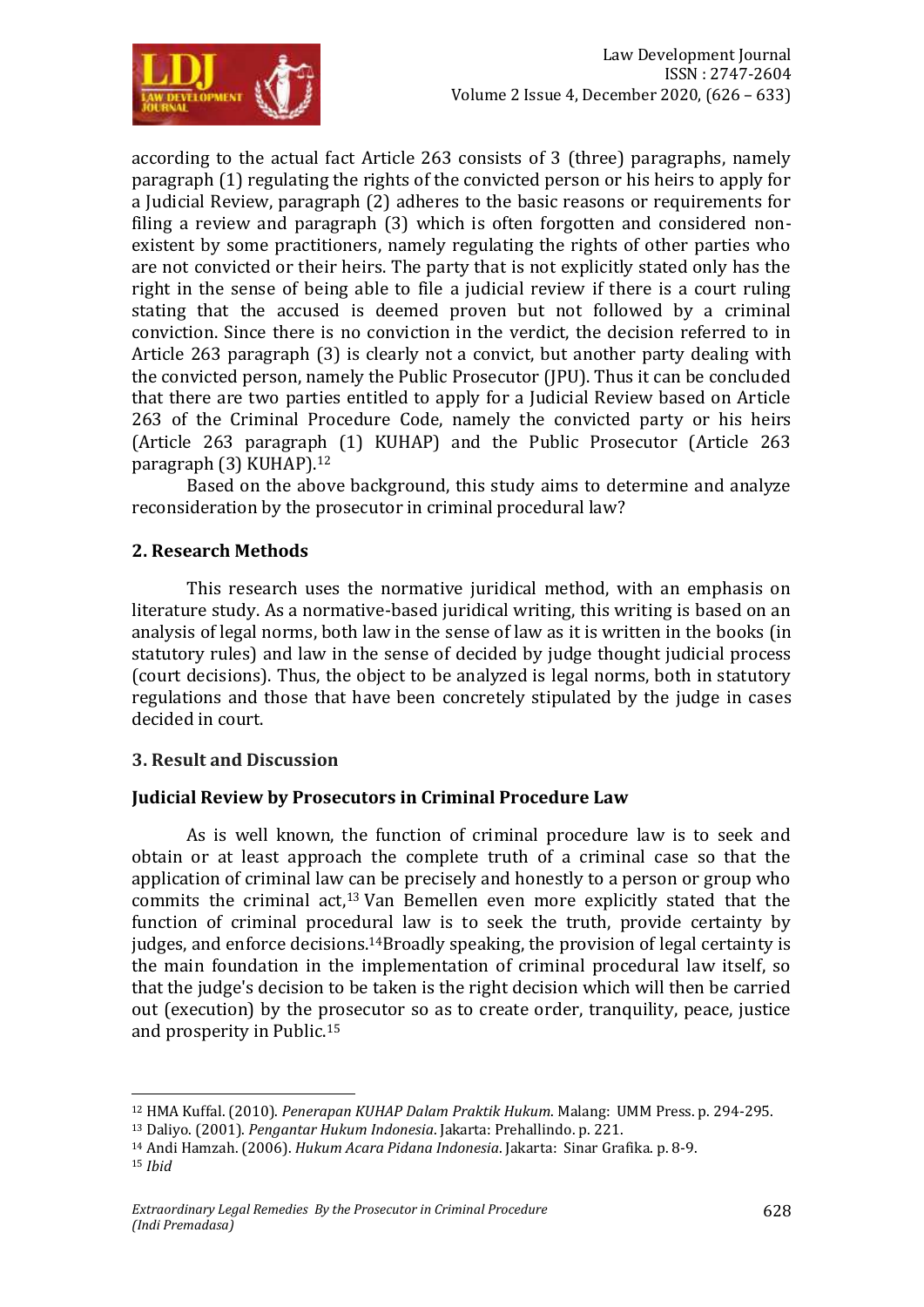according to the actual fact Article 263 consists of 3 (three) paragraphs, namely paragraph (1) regulating the rights of the convicted person or his heirs to apply for a Judicial Review, paragraph (2) adheres to the basic reasons or requirements for filing a review and paragraph (3) which is often forgotten and considered non-existent by some practitioners, namely regulating the rights of other parties who are not convicted or their heirs. The party that is not explicitly stated only has the right in the sense of being able to file a judicial review if there is a court ruling stating that the accused is deemed proven but not followed by a criminal conviction. Since there is no conviction in the verdict, the decision referred to in Article 263 paragraph (3) is clearly not a convict, but another party dealing with the convicted person, namely the Public Prosecutor (JPU). Thus it can be concluded that there are two parties entitled to apply for a Judicial Review based on Article 263 of the Criminal Procedure Code, namely the convicted party or his heirs (Article 263 paragraph (1) KUHAP) and the Public Prosecutor (Article 263 paragraph (3) KUHAP).[12]

Based on the above background, this study aims to determine and analyze reconsideration by the prosecutor in criminal procedural law?

## 2. Research Methods

This research uses the normative juridical method, with an emphasis on literature study. As a normative-based juridical writing, this writing is based on an analysis of legal norms, both law in the sense of law as it is written in the books (in statutory rules) and law in the sense of decided by judge thought judicial process (court decisions). Thus, the object to be analyzed is legal norms, both in statutory regulations and those that have been concretely stipulated by the judge in cases decided in court.

## 3. Result and Discussion

### Judicial Review by Prosecutors in Criminal Procedure Law

As is well known, the function of criminal procedure law is to seek and obtain or at least approach the complete truth of a criminal case so that the application of criminal law can be precisely and honestly to a person or group who commits the criminal act,[13] Van Bemellen even more explicitly stated that the function of criminal procedural law is to seek the truth, provide certainty by judges, and enforce decisions.[14]Broadly speaking, the provision of legal certainty is the main foundation in the implementation of criminal procedural law itself, so that the judge's decision to be taken is the right decision which will then be carried out (execution) by the prosecutor so as to create order, tranquility, peace, justice and prosperity in Public.[15]

---

[12] HMA Kuffal. (2010). *Penerapan KUHAP Dalam Praktik Hukum*. Malang: UMM Press. p. 294-295.

[13] Daliyo. (2001). *Pengantar Hukum Indonesia*. Jakarta: Prehallindo. p. 221.

[14] Andi Hamzah. (2006). *Hukum Acara Pidana Indonesia*. Jakarta: Sinar Grafika. p. 8-9.

[15] *Ibid*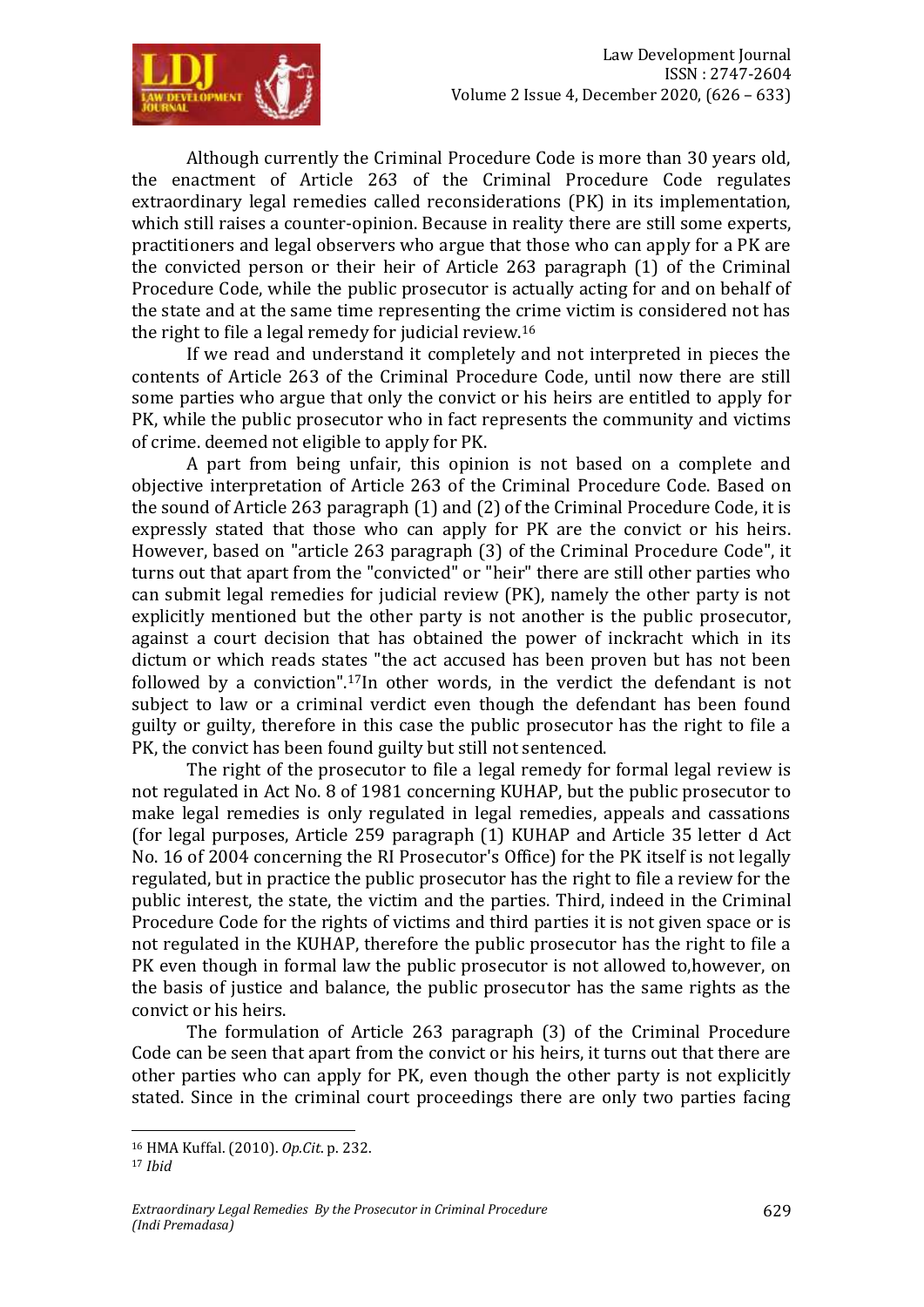Although currently the Criminal Procedure Code is more than 30 years old, the enactment of Article 263 of the Criminal Procedure Code regulates extraordinary legal remedies called reconsiderations (PK) in its implementation, which still raises a counter-opinion. Because in reality there are still some experts, practitioners and legal observers who argue that those who can apply for a PK are the convicted person or their heir of Article 263 paragraph (1) of the Criminal Procedure Code, while the public prosecutor is actually acting for and on behalf of the state and at the same time representing the crime victim is considered not has the right to file a legal remedy for judicial review.[16]

If we read and understand it completely and not interpreted in pieces the contents of Article 263 of the Criminal Procedure Code, until now there are still some parties who argue that only the convict or his heirs are entitled to apply for PK, while the public prosecutor who in fact represents the community and victims of crime. deemed not eligible to apply for PK.

A part from being unfair, this opinion is not based on a complete and objective interpretation of Article 263 of the Criminal Procedure Code. Based on the sound of Article 263 paragraph (1) and (2) of the Criminal Procedure Code, it is expressly stated that those who can apply for PK are the convict or his heirs. However, based on "article 263 paragraph (3) of the Criminal Procedure Code", it turns out that apart from the "convicted" or "heir" there are still other parties who can submit legal remedies for judicial review (PK), namely the other party is not explicitly mentioned but the other party is not another is the public prosecutor, against a court decision that has obtained the power of inckracht which in its dictum or which reads states "the act accused has been proven but has not been followed by a conviction".[17]In other words, in the verdict the defendant is not subject to law or a criminal verdict even though the defendant has been found guilty or guilty, therefore in this case the public prosecutor has the right to file a PK, the convict has been found guilty but still not sentenced.

The right of the prosecutor to file a legal remedy for formal legal review is not regulated in Act No. 8 of 1981 concerning KUHAP, but the public prosecutor to make legal remedies is only regulated in legal remedies, appeals and cassations (for legal purposes, Article 259 paragraph (1) KUHAP and Article 35 letter d Act No. 16 of 2004 concerning the RI Prosecutor's Office) for the PK itself is not legally regulated, but in practice the public prosecutor has the right to file a review for the public interest, the state, the victim and the parties. Third, indeed in the Criminal Procedure Code for the rights of victims and third parties it is not given space or is not regulated in the KUHAP, therefore the public prosecutor has the right to file a PK even though in formal law the public prosecutor is not allowed to,however, on the basis of justice and balance, the public prosecutor has the same rights as the convict or his heirs.

The formulation of Article 263 paragraph (3) of the Criminal Procedure Code can be seen that apart from the convict or his heirs, it turns out that there are other parties who can apply for PK, even though the other party is not explicitly stated. Since in the criminal court proceedings there are only two parties facing

[16] HMA Kuffal. (2010). *Op.Cit*. p. 232.

[17] *Ibid*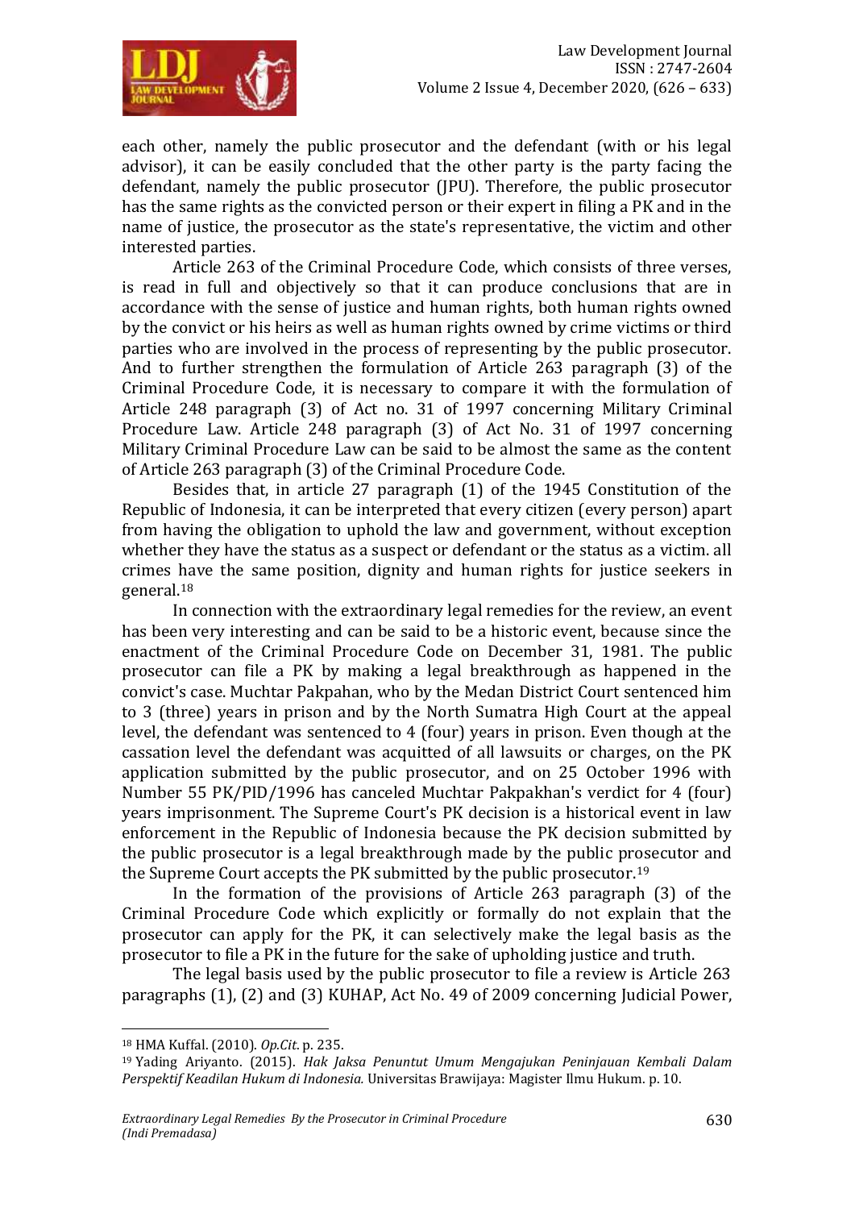each other, namely the public prosecutor and the defendant (with or his legal advisor), it can be easily concluded that the other party is the party facing the defendant, namely the public prosecutor (JPU). Therefore, the public prosecutor has the same rights as the convicted person or their expert in filing a PK and in the name of justice, the prosecutor as the state's representative, the victim and other interested parties.

Article 263 of the Criminal Procedure Code, which consists of three verses, is read in full and objectively so that it can produce conclusions that are in accordance with the sense of justice and human rights, both human rights owned by the convict or his heirs as well as human rights owned by crime victims or third parties who are involved in the process of representing by the public prosecutor. And to further strengthen the formulation of Article 263 paragraph (3) of the Criminal Procedure Code, it is necessary to compare it with the formulation of Article 248 paragraph (3) of Act no. 31 of 1997 concerning Military Criminal Procedure Law. Article 248 paragraph (3) of Act No. 31 of 1997 concerning Military Criminal Procedure Law can be said to be almost the same as the content of Article 263 paragraph (3) of the Criminal Procedure Code.

Besides that, in article 27 paragraph (1) of the 1945 Constitution of the Republic of Indonesia, it can be interpreted that every citizen (every person) apart from having the obligation to uphold the law and government, without exception whether they have the status as a suspect or defendant or the status as a victim. all crimes have the same position, dignity and human rights for justice seekers in general.[18]

In connection with the extraordinary legal remedies for the review, an event has been very interesting and can be said to be a historic event, because since the enactment of the Criminal Procedure Code on December 31, 1981. The public prosecutor can file a PK by making a legal breakthrough as happened in the convict's case. Muchtar Pakpahan, who by the Medan District Court sentenced him to 3 (three) years in prison and by the North Sumatra High Court at the appeal level, the defendant was sentenced to 4 (four) years in prison. Even though at the cassation level the defendant was acquitted of all lawsuits or charges, on the PK application submitted by the public prosecutor, and on 25 October 1996 with Number 55 PK/PID/1996 has canceled Muchtar Pakpakhan's verdict for 4 (four) years imprisonment. The Supreme Court's PK decision is a historical event in law enforcement in the Republic of Indonesia because the PK decision submitted by the public prosecutor is a legal breakthrough made by the public prosecutor and the Supreme Court accepts the PK submitted by the public prosecutor.[19]

In the formation of the provisions of Article 263 paragraph (3) of the Criminal Procedure Code which explicitly or formally do not explain that the prosecutor can apply for the PK, it can selectively make the legal basis as the prosecutor to file a PK in the future for the sake of upholding justice and truth.

The legal basis used by the public prosecutor to file a review is Article 263 paragraphs (1), (2) and (3) KUHAP, Act No. 49 of 2009 concerning Judicial Power,

---

[18] HMA Kuffal. (2010). *Op.Cit*. p. 235.

[19] Yading Ariyanto. (2015). *Hak Jaksa Penuntut Umum Mengajukan Peninjauan Kembali Dalam Perspektif Keadilan Hukum di Indonesia.* Universitas Brawijaya: Magister Ilmu Hukum. p. 10.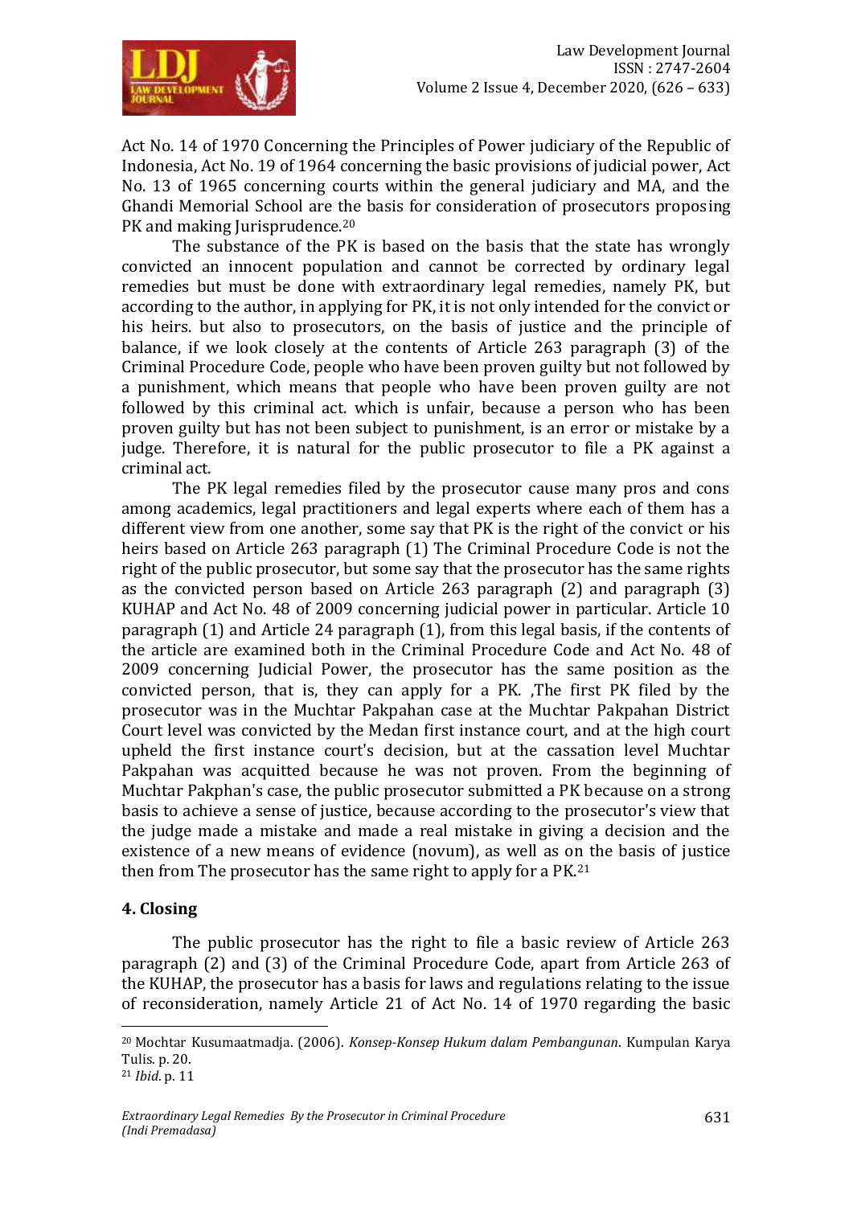Act No. 14 of 1970 Concerning the Principles of Power judiciary of the Republic of Indonesia, Act No. 19 of 1964 concerning the basic provisions of judicial power, Act No. 13 of 1965 concerning courts within the general judiciary and MA, and the Ghandi Memorial School are the basis for consideration of prosecutors proposing PK and making Jurisprudence.[20]

The substance of the PK is based on the basis that the state has wrongly convicted an innocent population and cannot be corrected by ordinary legal remedies but must be done with extraordinary legal remedies, namely PK, but according to the author, in applying for PK, it is not only intended for the convict or his heirs. but also to prosecutors, on the basis of justice and the principle of balance, if we look closely at the contents of Article 263 paragraph (3) of the Criminal Procedure Code, people who have been proven guilty but not followed by a punishment, which means that people who have been proven guilty are not followed by this criminal act. which is unfair, because a person who has been proven guilty but has not been subject to punishment, is an error or mistake by a judge. Therefore, it is natural for the public prosecutor to file a PK against a criminal act.

The PK legal remedies filed by the prosecutor cause many pros and cons among academics, legal practitioners and legal experts where each of them has a different view from one another, some say that PK is the right of the convict or his heirs based on Article 263 paragraph (1) The Criminal Procedure Code is not the right of the public prosecutor, but some say that the prosecutor has the same rights as the convicted person based on Article 263 paragraph (2) and paragraph (3) KUHAP and Act No. 48 of 2009 concerning judicial power in particular. Article 10 paragraph (1) and Article 24 paragraph (1), from this legal basis, if the contents of the article are examined both in the Criminal Procedure Code and Act No. 48 of 2009 concerning Judicial Power, the prosecutor has the same position as the convicted person, that is, they can apply for a PK. ,The first PK filed by the prosecutor was in the Muchtar Pakpahan case at the Muchtar Pakpahan District Court level was convicted by the Medan first instance court, and at the high court upheld the first instance court's decision, but at the cassation level Muchtar Pakpahan was acquitted because he was not proven. From the beginning of Muchtar Pakphan's case, the public prosecutor submitted a PK because on a strong basis to achieve a sense of justice, because according to the prosecutor's view that the judge made a mistake and made a real mistake in giving a decision and the existence of a new means of evidence (novum), as well as on the basis of justice then from The prosecutor has the same right to apply for a PK.[21]

## 4. Closing

The public prosecutor has the right to file a basic review of Article 263 paragraph (2) and (3) of the Criminal Procedure Code, apart from Article 263 of the KUHAP, the prosecutor has a basis for laws and regulations relating to the issue of reconsideration, namely Article 21 of Act No. 14 of 1970 regarding the basic

---

[20] Mochtar Kusumaatmadja. (2006). *Konsep-Konsep Hukum dalam Pembangunan*. Kumpulan Karya Tulis. p. 20.

[21] *Ibid*. p. 11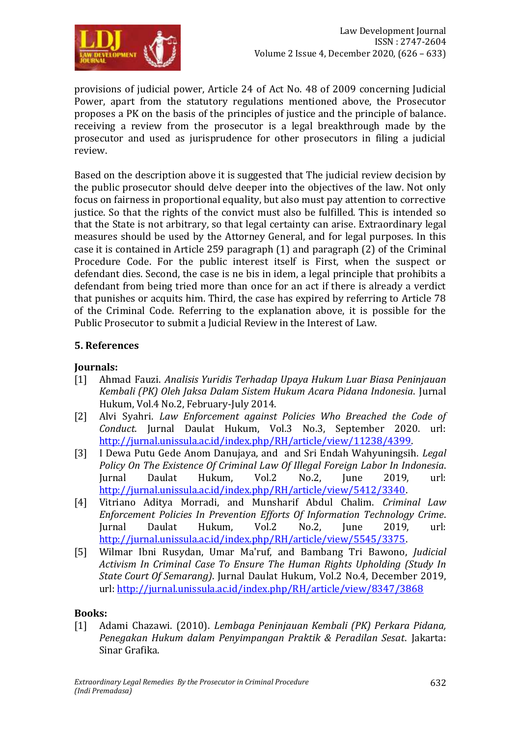provisions of judicial power, Article 24 of Act No. 48 of 2009 concerning Judicial Power, apart from the statutory regulations mentioned above, the Prosecutor proposes a PK on the basis of the principles of justice and the principle of balance. receiving a review from the prosecutor is a legal breakthrough made by the prosecutor and used as jurisprudence for other prosecutors in filing a judicial review.

Based on the description above it is suggested that The judicial review decision by the public prosecutor should delve deeper into the objectives of the law. Not only focus on fairness in proportional equality, but also must pay attention to corrective justice. So that the rights of the convict must also be fulfilled. This is intended so that the State is not arbitrary, so that legal certainty can arise. Extraordinary legal measures should be used by the Attorney General, and for legal purposes. In this case it is contained in Article 259 paragraph (1) and paragraph (2) of the Criminal Procedure Code. For the public interest itself is First, when the suspect or defendant dies. Second, the case is ne bis in idem, a legal principle that prohibits a defendant from being tried more than once for an act if there is already a verdict that punishes or acquits him. Third, the case has expired by referring to Article 78 of the Criminal Code. Referring to the explanation above, it is possible for the Public Prosecutor to submit a Judicial Review in the Interest of Law.

## 5. References

**Journals:**

[1] Ahmad Fauzi. *Analisis Yuridis Terhadap Upaya Hukum Luar Biasa Peninjauan Kembali (PK) Oleh Jaksa Dalam Sistem Hukum Acara Pidana Indonesia*. Jurnal Hukum, Vol.4 No.2, February-July 2014.

[2] Alvi Syahri. *Law Enforcement against Policies Who Breached the Code of Conduct*. Jurnal Daulat Hukum, Vol.3 No.3, September 2020. url: http://jurnal.unissula.ac.id/index.php/RH/article/view/11238/4399.

[3] I Dewa Putu Gede Anom Danujaya, and and Sri Endah Wahyuningsih. *Legal Policy On The Existence Of Criminal Law Of Illegal Foreign Labor In Indonesia*. Jurnal Daulat Hukum, Vol.2 No.2, June 2019, url: http://jurnal.unissula.ac.id/index.php/RH/article/view/5412/3340.

[4] Vitriano Aditya Morradi, and Munsharif Abdul Chalim. *Criminal Law Enforcement Policies In Prevention Efforts Of Information Technology Crime*. Jurnal Daulat Hukum, Vol.2 No.2, June 2019, url: http://jurnal.unissula.ac.id/index.php/RH/article/view/5545/3375.

[5] Wilmar Ibni Rusydan, Umar Ma'ruf, and Bambang Tri Bawono, *Judicial Activism In Criminal Case To Ensure The Human Rights Upholding (Study In State Court Of Semarang)*. Jurnal Daulat Hukum, Vol.2 No.4, December 2019, url: http://jurnal.unissula.ac.id/index.php/RH/article/view/8347/3868

**Books:**

[1] Adami Chazawi. (2010). *Lembaga Peninjauan Kembali (PK) Perkara Pidana, Penegakan Hukum dalam Penyimpangan Praktik & Peradilan Sesat*. Jakarta: Sinar Grafika.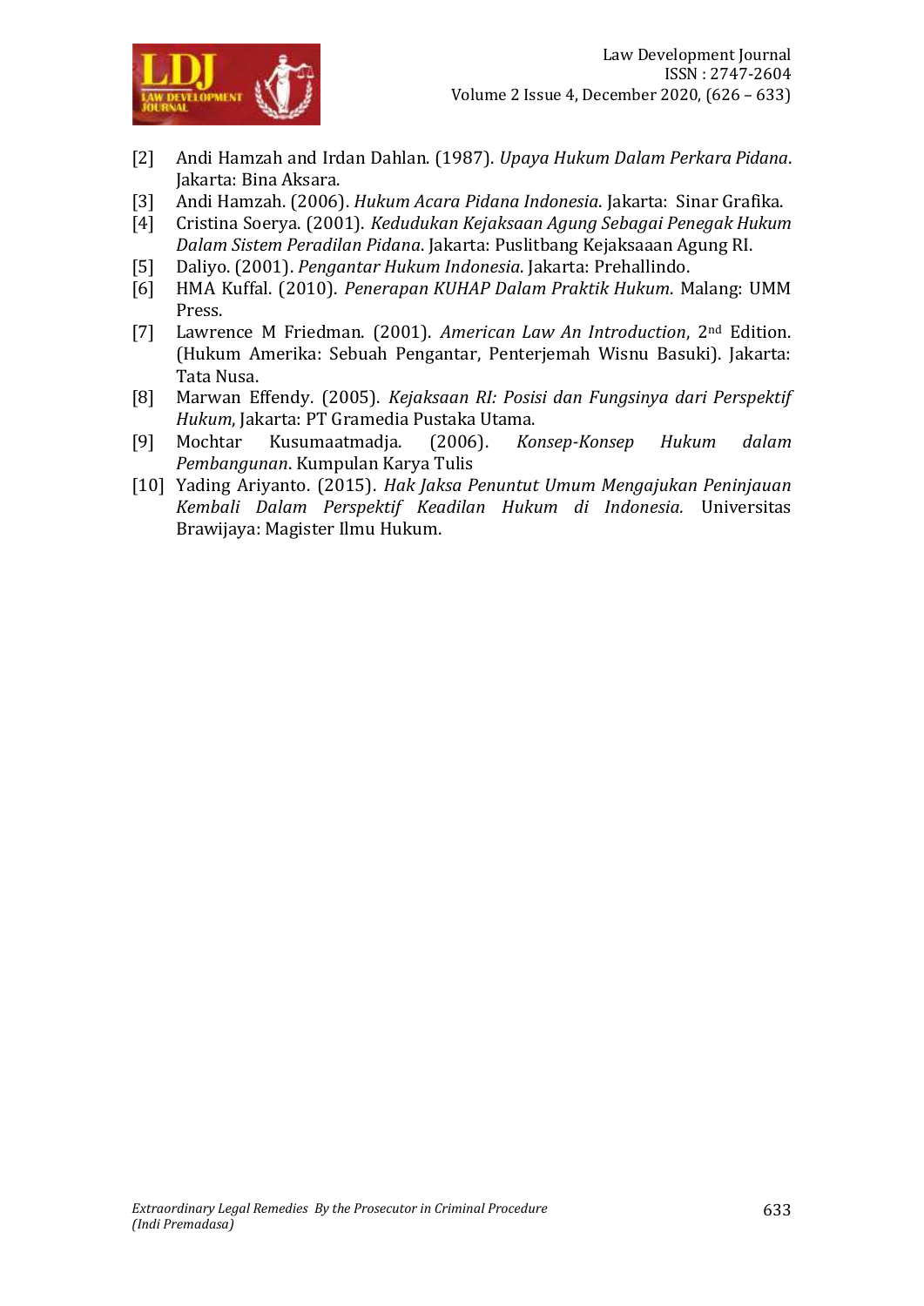[2] Andi Hamzah and Irdan Dahlan. (1987). *Upaya Hukum Dalam Perkara Pidana*. Jakarta: Bina Aksara.

[3] Andi Hamzah. (2006). *Hukum Acara Pidana Indonesia*. Jakarta: Sinar Grafika.

[4] Cristina Soerya. (2001). *Kedudukan Kejaksaan Agung Sebagai Penegak Hukum Dalam Sistem Peradilan Pidana*. Jakarta: Puslitbang Kejaksaaan Agung RI.

[5] Daliyo. (2001). *Pengantar Hukum Indonesia*. Jakarta: Prehallindo.

[6] HMA Kuffal. (2010). *Penerapan KUHAP Dalam Praktik Hukum*. Malang: UMM Press.

[7] Lawrence M Friedman. (2001). *American Law An Introduction*, 2nd Edition. (Hukum Amerika: Sebuah Pengantar, Penterjemah Wisnu Basuki). Jakarta: Tata Nusa.

[8] Marwan Effendy. (2005). *Kejaksaan RI: Posisi dan Fungsinya dari Perspektif Hukum*, Jakarta: PT Gramedia Pustaka Utama.

[9] Mochtar Kusumaatmadja. (2006). *Konsep-Konsep Hukum dalam Pembangunan*. Kumpulan Karya Tulis

[10] Yading Ariyanto. (2015). *Hak Jaksa Penuntut Umum Mengajukan Peninjauan Kembali Dalam Perspektif Keadilan Hukum di Indonesia.* Universitas Brawijaya: Magister Ilmu Hukum.